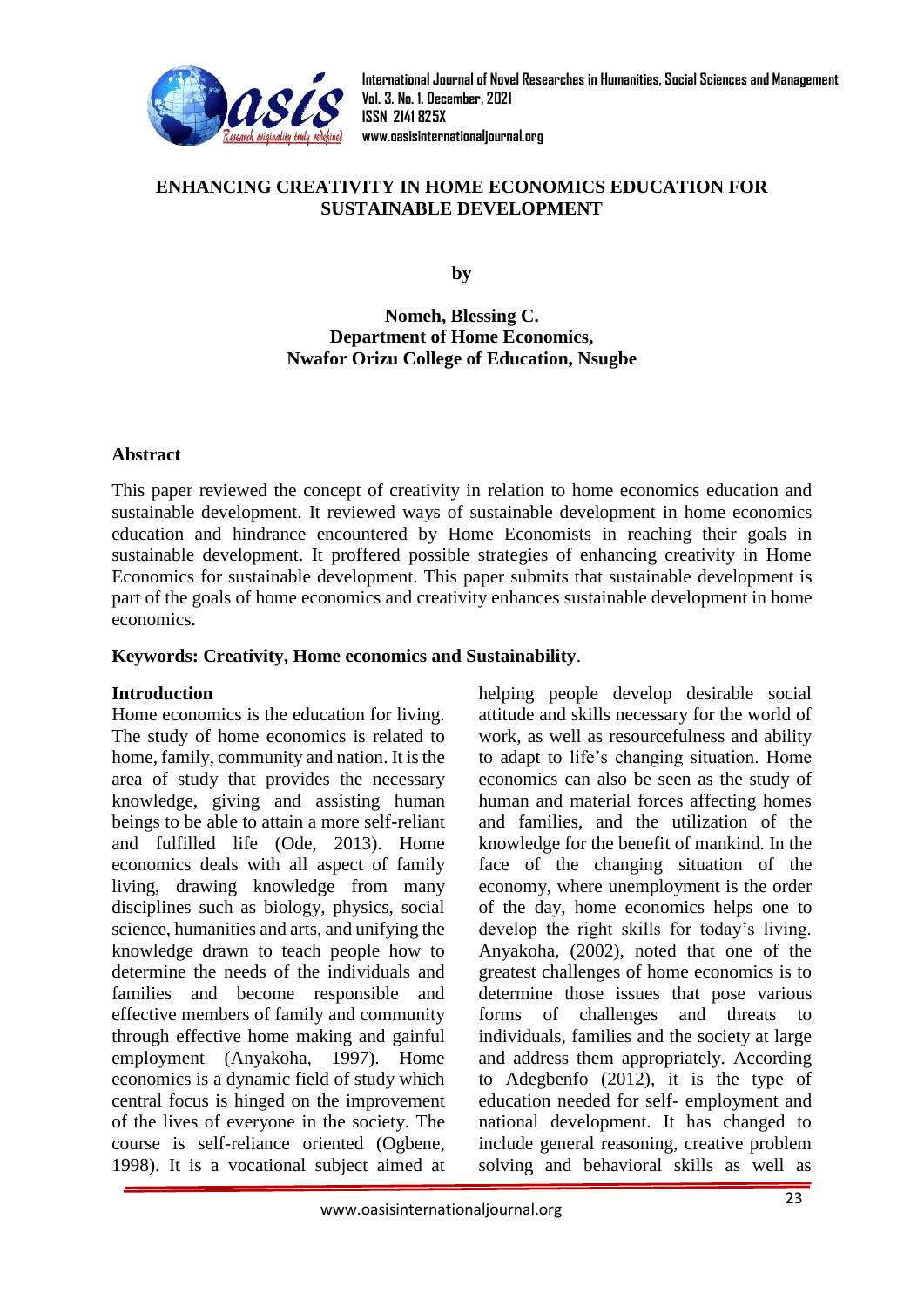# ENHANCING CREATIVITY IN HOME ECONOMICS EDUCATION FOR SUSTAINABLE DEVELOPMENT

by

**Nomeh, Blessing C.**
**Department of Home Economics,**
**Nwafor Orizu College of Education, Nsugbe**

## Abstract

This paper reviewed the concept of creativity in relation to home economics education and sustainable development. It reviewed ways of sustainable development in home economics education and hindrance encountered by Home Economists in reaching their goals in sustainable development. It proffered possible strategies of enhancing creativity in Home Economics for sustainable development. This paper submits that sustainable development is part of the goals of home economics and creativity enhances sustainable development in home economics.

**Keywords: Creativity, Home economics and Sustainability**.

## Introduction

Home economics is the education for living. The study of home economics is related to home, family, community and nation. It is the area of study that provides the necessary knowledge, giving and assisting human beings to be able to attain a more self-reliant and fulfilled life (Ode, 2013). Home economics deals with all aspect of family living, drawing knowledge from many disciplines such as biology, physics, social science, humanities and arts, and unifying the knowledge drawn to teach people how to determine the needs of the individuals and families and become responsible and effective members of family and community through effective home making and gainful employment (Anyakoha, 1997). Home economics is a dynamic field of study which central focus is hinged on the improvement of the lives of everyone in the society. The course is self-reliance oriented (Ogbene, 1998). It is a vocational subject aimed at helping people develop desirable social attitude and skills necessary for the world of work, as well as resourcefulness and ability to adapt to life's changing situation. Home economics can also be seen as the study of human and material forces affecting homes and families, and the utilization of the knowledge for the benefit of mankind. In the face of the changing situation of the economy, where unemployment is the order of the day, home economics helps one to develop the right skills for today's living. Anyakoha, (2002), noted that one of the greatest challenges of home economics is to determine those issues that pose various forms of challenges and threats to individuals, families and the society at large and address them appropriately. According to Adegbenfo (2012), it is the type of education needed for self- employment and national development. It has changed to include general reasoning, creative problem solving and behavioral skills as well as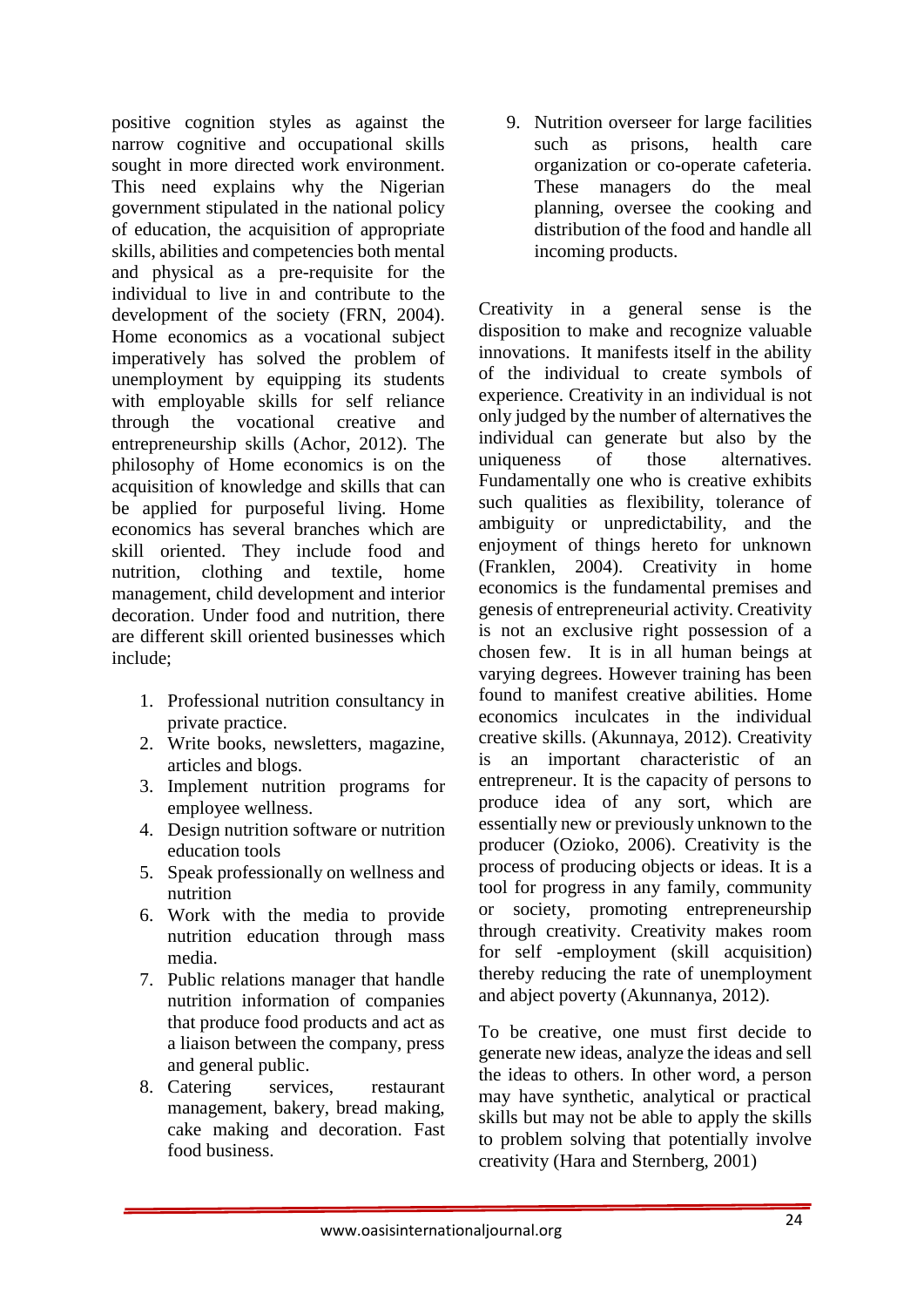positive cognition styles as against the narrow cognitive and occupational skills sought in more directed work environment. This need explains why the Nigerian government stipulated in the national policy of education, the acquisition of appropriate skills, abilities and competencies both mental and physical as a pre-requisite for the individual to live in and contribute to the development of the society (FRN, 2004). Home economics as a vocational subject imperatively has solved the problem of unemployment by equipping its students with employable skills for self reliance through the vocational creative and entrepreneurship skills (Achor, 2012). The philosophy of Home economics is on the acquisition of knowledge and skills that can be applied for purposeful living. Home economics has several branches which are skill oriented. They include food and nutrition, clothing and textile, home management, child development and interior decoration. Under food and nutrition, there are different skill oriented businesses which include;

1. Professional nutrition consultancy in private practice.
2. Write books, newsletters, magazine, articles and blogs.
3. Implement nutrition programs for employee wellness.
4. Design nutrition software or nutrition education tools
5. Speak professionally on wellness and nutrition
6. Work with the media to provide nutrition education through mass media.
7. Public relations manager that handle nutrition information of companies that produce food products and act as a liaison between the company, press and general public.
8. Catering services, restaurant management, bakery, bread making, cake making and decoration. Fast food business.
9. Nutrition overseer for large facilities such as prisons, health care organization or co-operate cafeteria. These managers do the meal planning, oversee the cooking and distribution of the food and handle all incoming products.

Creativity in a general sense is the disposition to make and recognize valuable innovations. It manifests itself in the ability of the individual to create symbols of experience. Creativity in an individual is not only judged by the number of alternatives the individual can generate but also by the uniqueness of those alternatives. Fundamentally one who is creative exhibits such qualities as flexibility, tolerance of ambiguity or unpredictability, and the enjoyment of things hereto for unknown (Franklen, 2004). Creativity in home economics is the fundamental premises and genesis of entrepreneurial activity. Creativity is not an exclusive right possession of a chosen few. It is in all human beings at varying degrees. However training has been found to manifest creative abilities. Home economics inculcates in the individual creative skills. (Akunnaya, 2012). Creativity is an important characteristic of an entrepreneur. It is the capacity of persons to produce idea of any sort, which are essentially new or previously unknown to the producer (Ozioko, 2006). Creativity is the process of producing objects or ideas. It is a tool for progress in any family, community or society, promoting entrepreneurship through creativity. Creativity makes room for self -employment (skill acquisition) thereby reducing the rate of unemployment and abject poverty (Akunnanya, 2012).

To be creative, one must first decide to generate new ideas, analyze the ideas and sell the ideas to others. In other word, a person may have synthetic, analytical or practical skills but may not be able to apply the skills to problem solving that potentially involve creativity (Hara and Sternberg, 2001)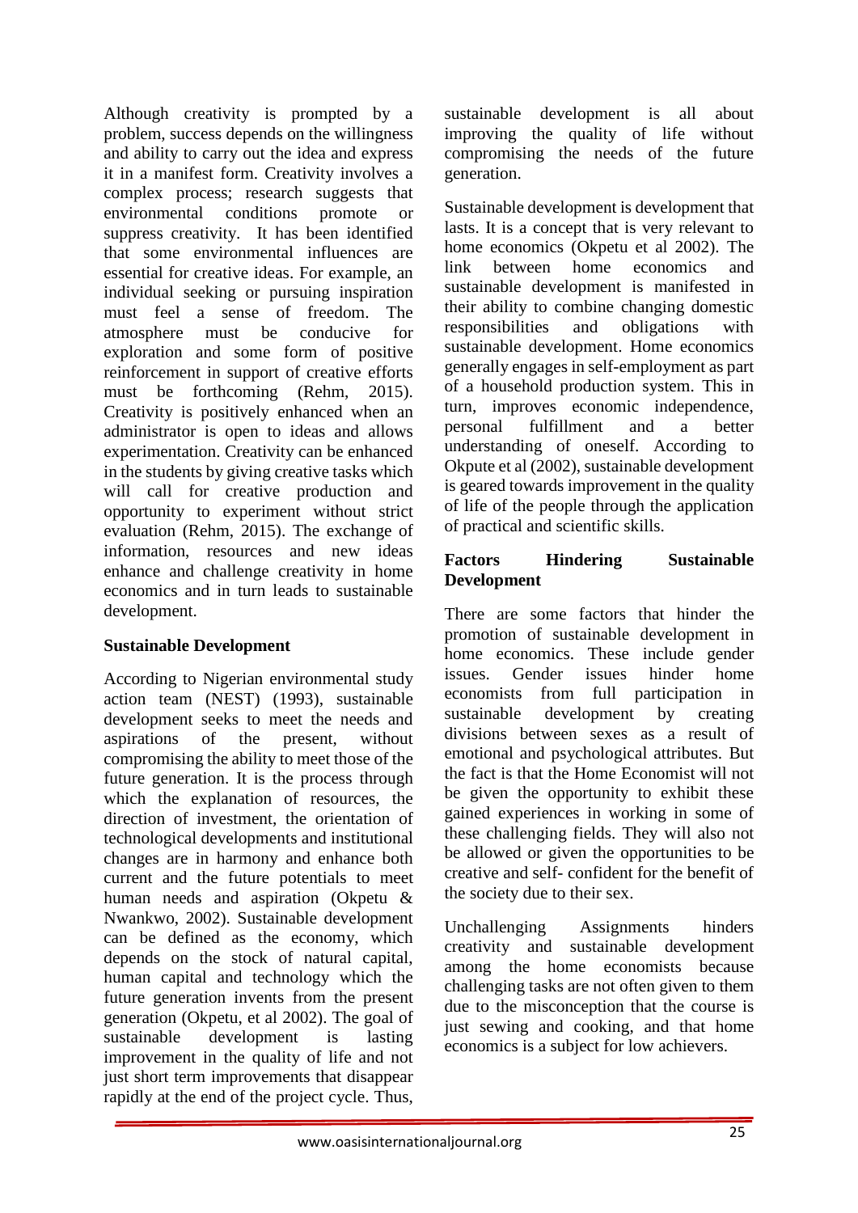Although creativity is prompted by a problem, success depends on the willingness and ability to carry out the idea and express it in a manifest form. Creativity involves a complex process; research suggests that environmental conditions promote or suppress creativity. It has been identified that some environmental influences are essential for creative ideas. For example, an individual seeking or pursuing inspiration must feel a sense of freedom. The atmosphere must be conducive for exploration and some form of positive reinforcement in support of creative efforts must be forthcoming (Rehm, 2015). Creativity is positively enhanced when an administrator is open to ideas and allows experimentation. Creativity can be enhanced in the students by giving creative tasks which will call for creative production and opportunity to experiment without strict evaluation (Rehm, 2015). The exchange of information, resources and new ideas enhance and challenge creativity in home economics and in turn leads to sustainable development.

## Sustainable Development

According to Nigerian environmental study action team (NEST) (1993), sustainable development seeks to meet the needs and aspirations of the present, without compromising the ability to meet those of the future generation. It is the process through which the explanation of resources, the direction of investment, the orientation of technological developments and institutional changes are in harmony and enhance both current and the future potentials to meet human needs and aspiration (Okpetu & Nwankwo, 2002). Sustainable development can be defined as the economy, which depends on the stock of natural capital, human capital and technology which the future generation invents from the present generation (Okpetu, et al 2002). The goal of sustainable development is lasting improvement in the quality of life and not just short term improvements that disappear rapidly at the end of the project cycle. Thus, sustainable development is all about improving the quality of life without compromising the needs of the future generation.

Sustainable development is development that lasts. It is a concept that is very relevant to home economics (Okpetu et al 2002). The link between home economics and sustainable development is manifested in their ability to combine changing domestic responsibilities and obligations with sustainable development. Home economics generally engages in self-employment as part of a household production system. This in turn, improves economic independence, personal fulfillment and a better understanding of oneself. According to Okpute et al (2002), sustainable development is geared towards improvement in the quality of life of the people through the application of practical and scientific skills.

## Factors Hindering Sustainable Development

There are some factors that hinder the promotion of sustainable development in home economics. These include gender issues. Gender issues hinder home economists from full participation in sustainable development by creating divisions between sexes as a result of emotional and psychological attributes. But the fact is that the Home Economist will not be given the opportunity to exhibit these gained experiences in working in some of these challenging fields. They will also not be allowed or given the opportunities to be creative and self- confident for the benefit of the society due to their sex.

Unchallenging Assignments hinders creativity and sustainable development among the home economists because challenging tasks are not often given to them due to the misconception that the course is just sewing and cooking, and that home economics is a subject for low achievers.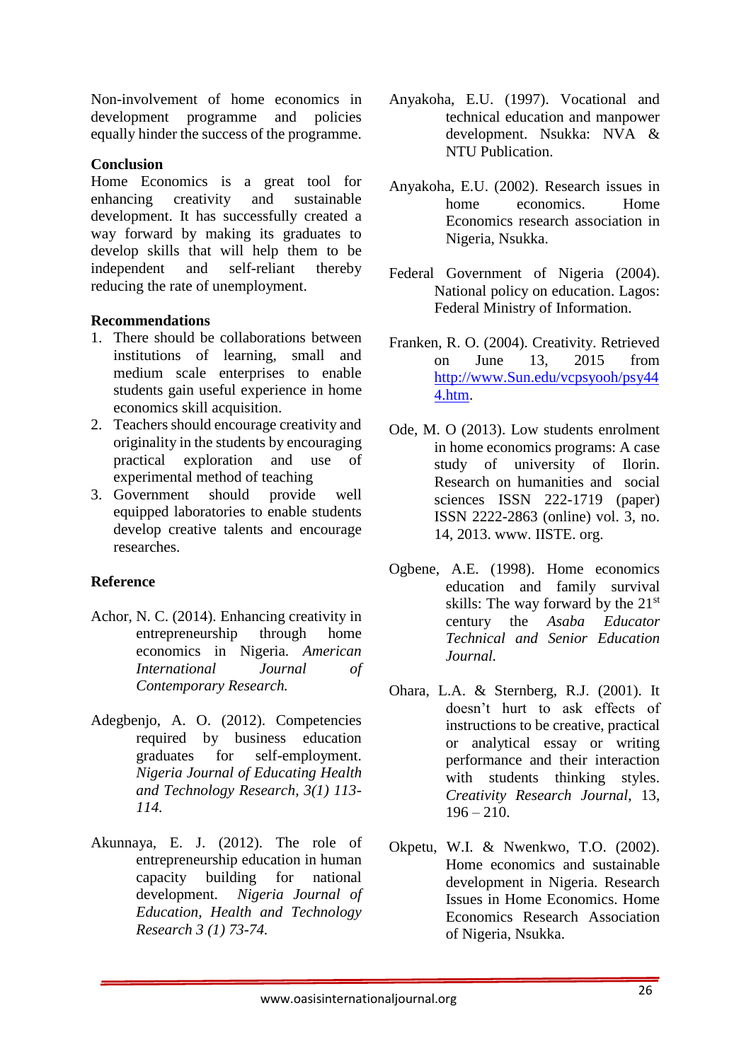Non-involvement of home economics in development programme and policies equally hinder the success of the programme.

## Conclusion

Home Economics is a great tool for enhancing creativity and sustainable development. It has successfully created a way forward by making its graduates to develop skills that will help them to be independent and self-reliant thereby reducing the rate of unemployment.

## Recommendations

1. There should be collaborations between institutions of learning, small and medium scale enterprises to enable students gain useful experience in home economics skill acquisition.
2. Teachers should encourage creativity and originality in the students by encouraging practical exploration and use of experimental method of teaching
3. Government should provide well equipped laboratories to enable students develop creative talents and encourage researches.

## Reference

Achor, N. C. (2014). Enhancing creativity in entrepreneurship through home economics in Nigeria. *American International Journal of Contemporary Research.*

Adegbenjo, A. O. (2012). Competencies required by business education graduates for self-employment. *Nigeria Journal of Educating Health and Technology Research, 3(1) 113-114.*

Akunnaya, E. J. (2012). The role of entrepreneurship education in human capacity building for national development. *Nigeria Journal of Education, Health and Technology Research 3 (1) 73-74.*

Anyakoha, E.U. (1997). Vocational and technical education and manpower development. Nsukka: NVA & NTU Publication.

Anyakoha, E.U. (2002). Research issues in home economics. Home Economics research association in Nigeria, Nsukka.

Federal Government of Nigeria (2004). National policy on education. Lagos: Federal Ministry of Information.

Franken, R. O. (2004). Creativity. Retrieved on June 13, 2015 from http://www.Sun.edu/vcpsyooh/psy444.htm.

Ode, M. O (2013). Low students enrolment in home economics programs: A case study of university of Ilorin. Research on humanities and social sciences ISSN 222-1719 (paper) ISSN 2222-2863 (online) vol. 3, no. 14, 2013. www. IISTE. org.

Ogbene, A.E. (1998). Home economics education and family survival skills: The way forward by the 21st century the *Asaba Educator Technical and Senior Education Journal.*

Ohara, L.A. & Sternberg, R.J. (2001). It doesn't hurt to ask effects of instructions to be creative, practical or analytical essay or writing performance and their interaction with students thinking styles. *Creativity Research Journal*, 13, 196 – 210.

Okpetu, W.I. & Nwenkwo, T.O. (2002). Home economics and sustainable development in Nigeria. Research Issues in Home Economics. Home Economics Research Association of Nigeria, Nsukka.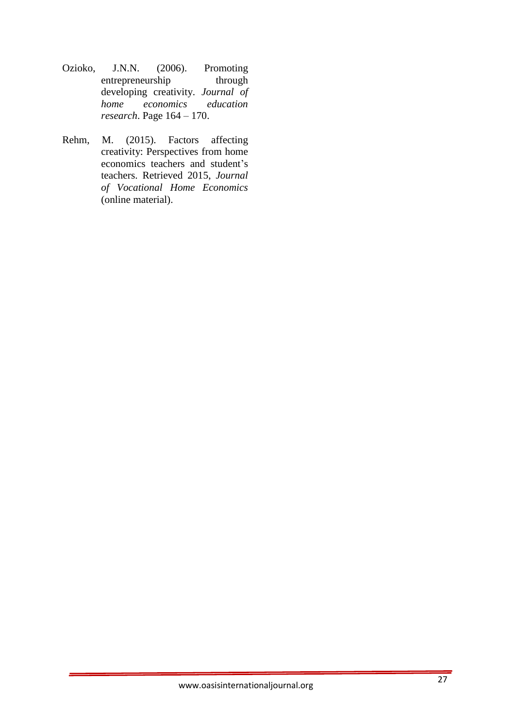Ozioko, J.N.N. (2006). Promoting entrepreneurship through developing creativity. *Journal of home economics education research*. Page 164 – 170.

Rehm, M. (2015). Factors affecting creativity: Perspectives from home economics teachers and student's teachers. Retrieved 2015, *Journal of Vocational Home Economics* (online material).